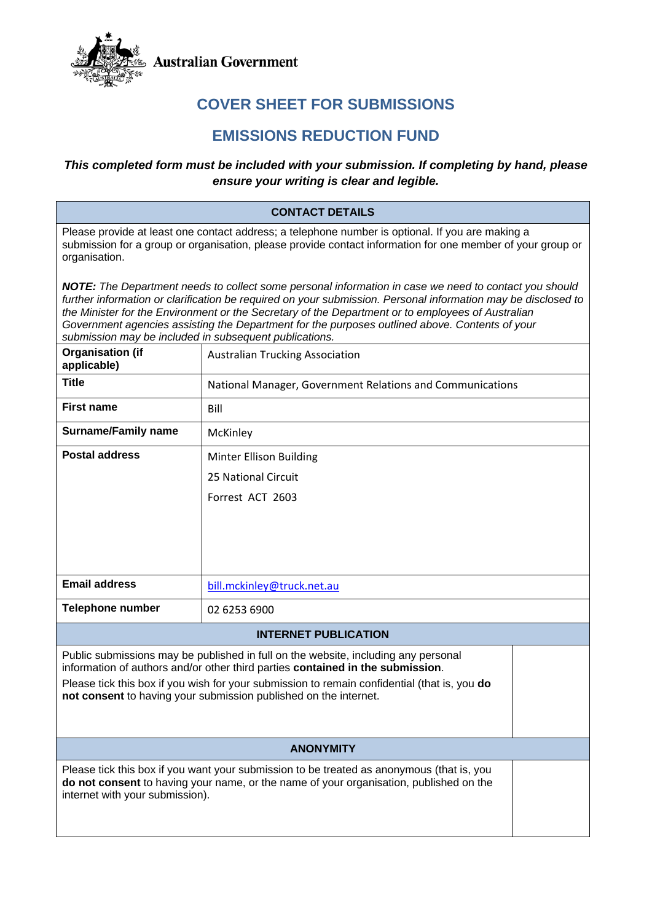Australian Government

# COVER SHEET FOR SUBMISSIONS

# EMISSIONS REDUCTION FUND

***This completed form must be included with your submission. If completing by hand, please ensure your writing is clear and legible.***

| CONTACT DETAILS | |
|---|---|
| Please provide at least one contact address; a telephone number is optional. If you are making a submission for a group or organisation, please provide contact information for one member of your group or organisation.<br><br>***NOTE:*** *The Department needs to collect some personal information in case we need to contact you should further information or clarification be required on your submission. Personal information may be disclosed to the Minister for the Environment or the Secretary of the Department or to employees of Australian Government agencies assisting the Department for the purposes outlined above. Contents of your submission may be included in subsequent publications.* | |
| **Organisation (if applicable)** | Australian Trucking Association |
| **Title** | National Manager, Government Relations and Communications |
| **First name** | Bill |
| **Surname/Family name** | McKinley |
| **Postal address** | Minter Ellison Building<br>25 National Circuit<br>Forrest ACT 2603 |
| **Email address** | bill.mckinley@truck.net.au |
| **Telephone number** | 02 6253 6900 |

| INTERNET PUBLICATION | |
|---|---|
| Public submissions may be published in full on the website, including any personal information of authors and/or other third parties **contained in the submission**.<br><br>Please tick this box if you wish for your submission to remain confidential (that is, you **do not consent** to having your submission published on the internet. | |

| ANONYMITY | |
|---|---|
| Please tick this box if you want your submission to be treated as anonymous (that is, you **do not consent** to having your name, or the name of your organisation, published on the internet with your submission). | |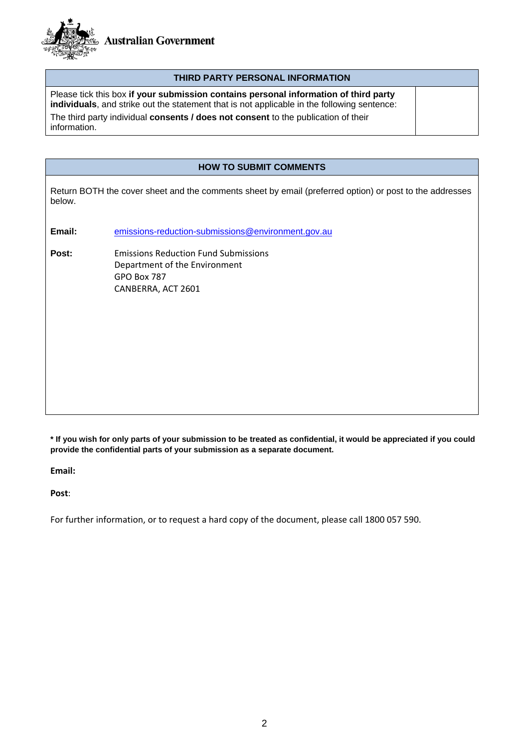| THIRD PARTY PERSONAL INFORMATION | |
| --- | --- |
| Please tick this box **if your submission contains personal information of third party individuals**, and strike out the statement that is not applicable in the following sentence:<br>The third party individual **consents / does not consent** to the publication of their information. | |

## HOW TO SUBMIT COMMENTS

Return BOTH the cover sheet and the comments sheet by email (preferred option) or post to the addresses below.

**Email:** emissions-reduction-submissions@environment.gov.au

**Post:** Emissions Reduction Fund Submissions
Department of the Environment
GPO Box 787
CANBERRA, ACT 2601

**\* If you wish for only parts of your submission to be treated as confidential, it would be appreciated if you could provide the confidential parts of your submission as a separate document.**

**Email:**

**Post**:

For further information, or to request a hard copy of the document, please call 1800 057 590.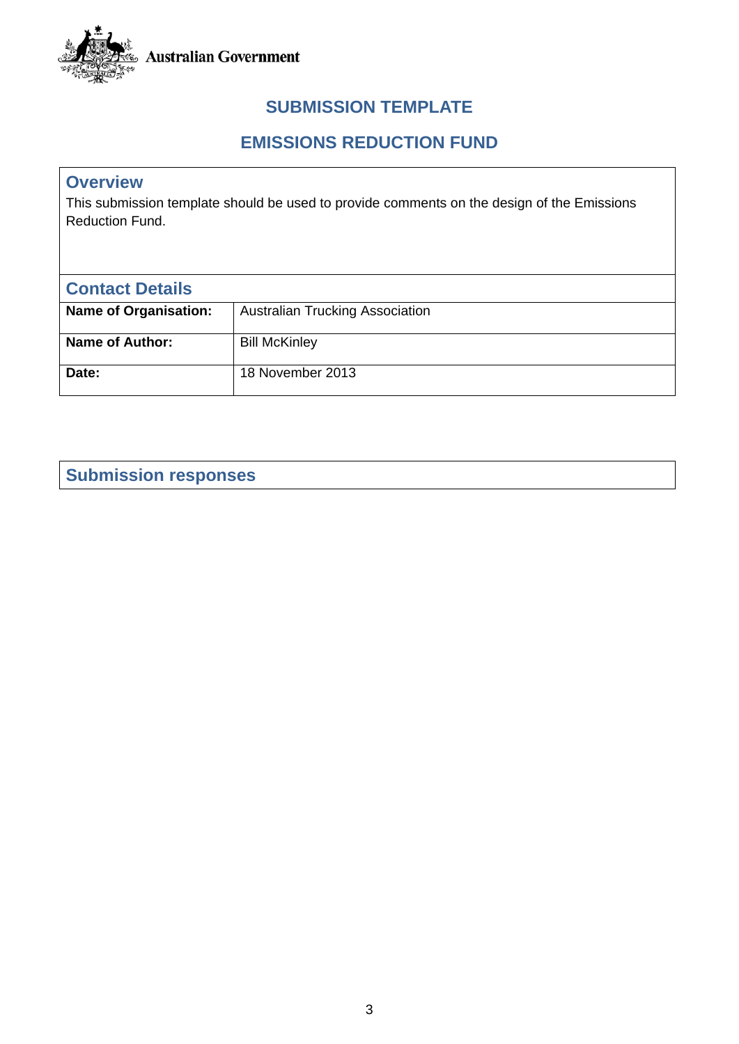Australian Government

# SUBMISSION TEMPLATE

# EMISSIONS REDUCTION FUND

## Overview

This submission template should be used to provide comments on the design of the Emissions Reduction Fund.

## Contact Details

| | |
|---|---|
| **Name of Organisation:** | Australian Trucking Association |
| **Name of Author:** | Bill McKinley |
| **Date:** | 18 November 2013 |

## Submission responses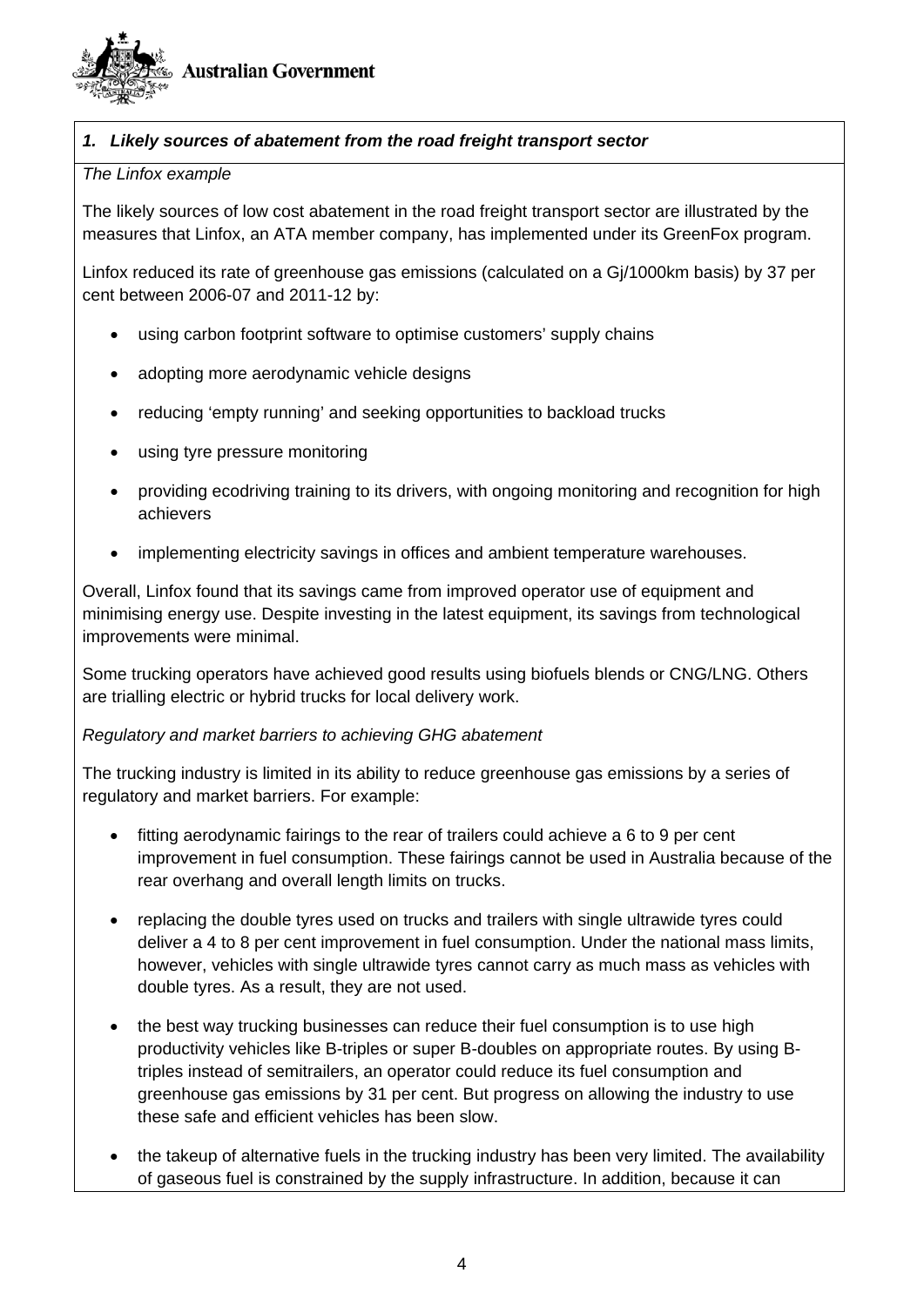### *1. Likely sources of abatement from the road freight transport sector*

*The Linfox example*

The likely sources of low cost abatement in the road freight transport sector are illustrated by the measures that Linfox, an ATA member company, has implemented under its GreenFox program.

Linfox reduced its rate of greenhouse gas emissions (calculated on a Gj/1000km basis) by 37 per cent between 2006-07 and 2011-12 by:

- using carbon footprint software to optimise customers' supply chains
- adopting more aerodynamic vehicle designs
- reducing 'empty running' and seeking opportunities to backload trucks
- using tyre pressure monitoring
- providing ecodriving training to its drivers, with ongoing monitoring and recognition for high achievers
- implementing electricity savings in offices and ambient temperature warehouses.

Overall, Linfox found that its savings came from improved operator use of equipment and minimising energy use. Despite investing in the latest equipment, its savings from technological improvements were minimal.

Some trucking operators have achieved good results using biofuels blends or CNG/LNG. Others are trialling electric or hybrid trucks for local delivery work.

*Regulatory and market barriers to achieving GHG abatement*

The trucking industry is limited in its ability to reduce greenhouse gas emissions by a series of regulatory and market barriers. For example:

- fitting aerodynamic fairings to the rear of trailers could achieve a 6 to 9 per cent improvement in fuel consumption. These fairings cannot be used in Australia because of the rear overhang and overall length limits on trucks.
- replacing the double tyres used on trucks and trailers with single ultrawide tyres could deliver a 4 to 8 per cent improvement in fuel consumption. Under the national mass limits, however, vehicles with single ultrawide tyres cannot carry as much mass as vehicles with double tyres. As a result, they are not used.
- the best way trucking businesses can reduce their fuel consumption is to use high productivity vehicles like B-triples or super B-doubles on appropriate routes. By using B-triples instead of semitrailers, an operator could reduce its fuel consumption and greenhouse gas emissions by 31 per cent. But progress on allowing the industry to use these safe and efficient vehicles has been slow.
- the takeup of alternative fuels in the trucking industry has been very limited. The availability of gaseous fuel is constrained by the supply infrastructure. In addition, because it can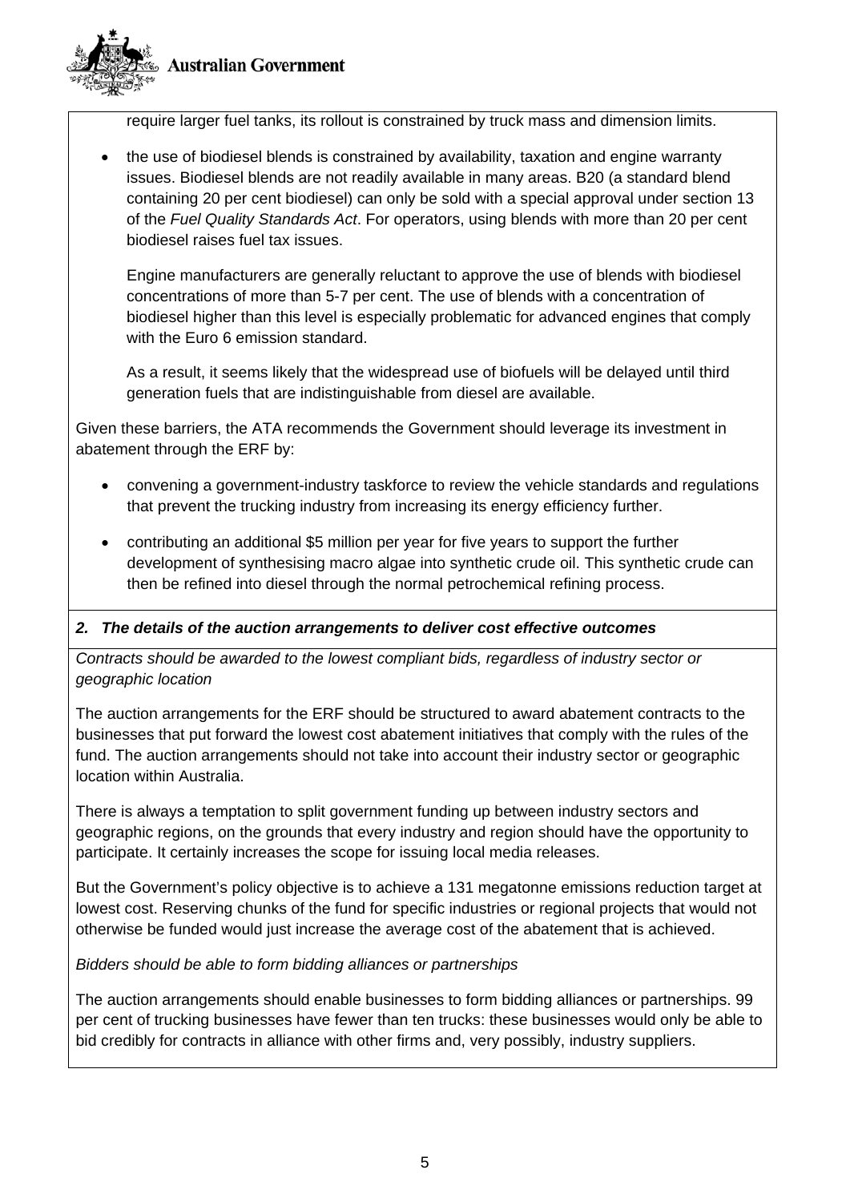require larger fuel tanks, its rollout is constrained by truck mass and dimension limits.

- the use of biodiesel blends is constrained by availability, taxation and engine warranty issues. Biodiesel blends are not readily available in many areas. B20 (a standard blend containing 20 per cent biodiesel) can only be sold with a special approval under section 13 of the *Fuel Quality Standards Act*. For operators, using blends with more than 20 per cent biodiesel raises fuel tax issues.

  Engine manufacturers are generally reluctant to approve the use of blends with biodiesel concentrations of more than 5-7 per cent. The use of blends with a concentration of biodiesel higher than this level is especially problematic for advanced engines that comply with the Euro 6 emission standard.

  As a result, it seems likely that the widespread use of biofuels will be delayed until third generation fuels that are indistinguishable from diesel are available.

Given these barriers, the ATA recommends the Government should leverage its investment in abatement through the ERF by:

- convening a government-industry taskforce to review the vehicle standards and regulations that prevent the trucking industry from increasing its energy efficiency further.
- contributing an additional $5 million per year for five years to support the further development of synthesising macro algae into synthetic crude oil. This synthetic crude can then be refined into diesel through the normal petrochemical refining process.

### *2. The details of the auction arrangements to deliver cost effective outcomes*

*Contracts should be awarded to the lowest compliant bids, regardless of industry sector or geographic location*

The auction arrangements for the ERF should be structured to award abatement contracts to the businesses that put forward the lowest cost abatement initiatives that comply with the rules of the fund. The auction arrangements should not take into account their industry sector or geographic location within Australia.

There is always a temptation to split government funding up between industry sectors and geographic regions, on the grounds that every industry and region should have the opportunity to participate. It certainly increases the scope for issuing local media releases.

But the Government's policy objective is to achieve a 131 megatonne emissions reduction target at lowest cost. Reserving chunks of the fund for specific industries or regional projects that would not otherwise be funded would just increase the average cost of the abatement that is achieved.

*Bidders should be able to form bidding alliances or partnerships*

The auction arrangements should enable businesses to form bidding alliances or partnerships. 99 per cent of trucking businesses have fewer than ten trucks: these businesses would only be able to bid credibly for contracts in alliance with other firms and, very possibly, industry suppliers.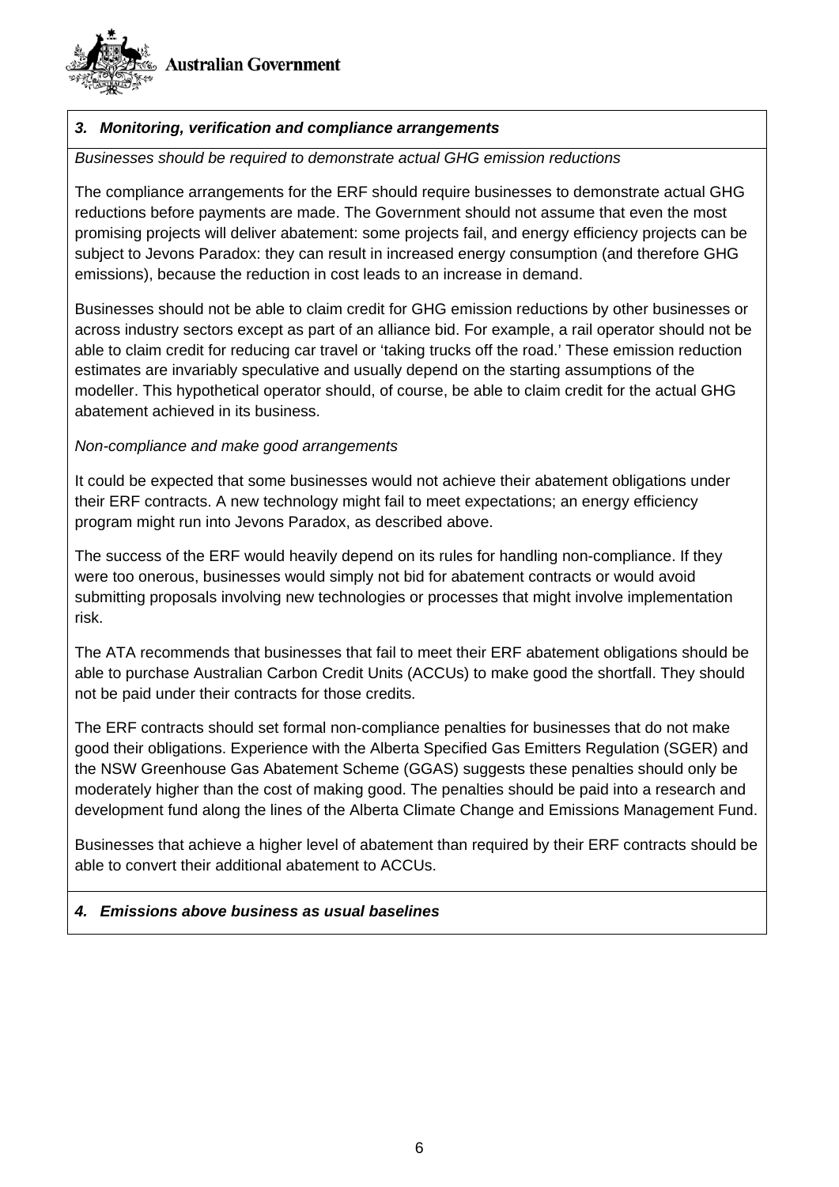### *3. Monitoring, verification and compliance arrangements*

*Businesses should be required to demonstrate actual GHG emission reductions*

The compliance arrangements for the ERF should require businesses to demonstrate actual GHG reductions before payments are made. The Government should not assume that even the most promising projects will deliver abatement: some projects fail, and energy efficiency projects can be subject to Jevons Paradox: they can result in increased energy consumption (and therefore GHG emissions), because the reduction in cost leads to an increase in demand.

Businesses should not be able to claim credit for GHG emission reductions by other businesses or across industry sectors except as part of an alliance bid. For example, a rail operator should not be able to claim credit for reducing car travel or 'taking trucks off the road.' These emission reduction estimates are invariably speculative and usually depend on the starting assumptions of the modeller. This hypothetical operator should, of course, be able to claim credit for the actual GHG abatement achieved in its business.

*Non-compliance and make good arrangements*

It could be expected that some businesses would not achieve their abatement obligations under their ERF contracts. A new technology might fail to meet expectations; an energy efficiency program might run into Jevons Paradox, as described above.

The success of the ERF would heavily depend on its rules for handling non-compliance. If they were too onerous, businesses would simply not bid for abatement contracts or would avoid submitting proposals involving new technologies or processes that might involve implementation risk.

The ATA recommends that businesses that fail to meet their ERF abatement obligations should be able to purchase Australian Carbon Credit Units (ACCUs) to make good the shortfall. They should not be paid under their contracts for those credits.

The ERF contracts should set formal non-compliance penalties for businesses that do not make good their obligations. Experience with the Alberta Specified Gas Emitters Regulation (SGER) and the NSW Greenhouse Gas Abatement Scheme (GGAS) suggests these penalties should only be moderately higher than the cost of making good. The penalties should be paid into a research and development fund along the lines of the Alberta Climate Change and Emissions Management Fund.

Businesses that achieve a higher level of abatement than required by their ERF contracts should be able to convert their additional abatement to ACCUs.

### *4. Emissions above business as usual baselines*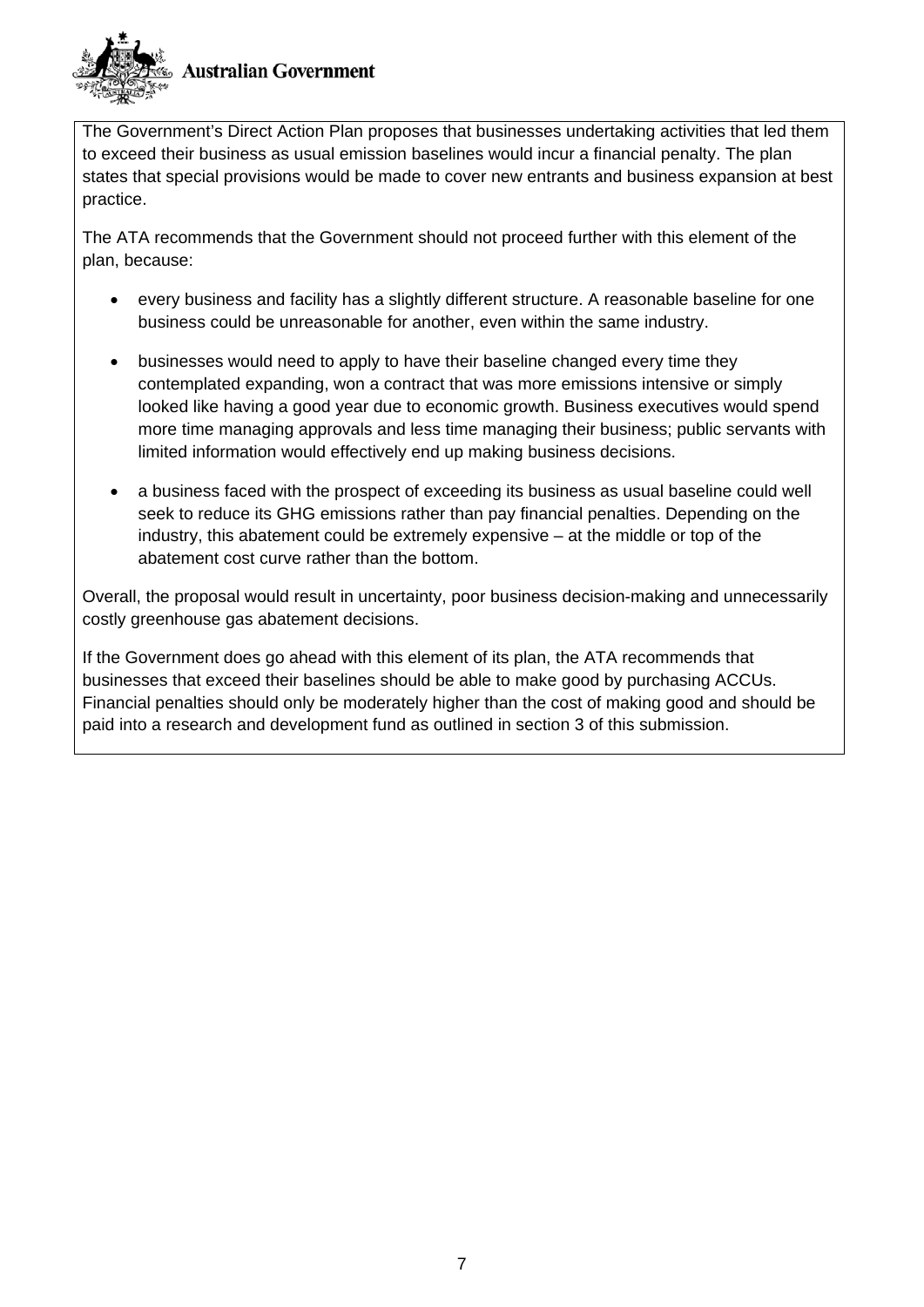The Government's Direct Action Plan proposes that businesses undertaking activities that led them to exceed their business as usual emission baselines would incur a financial penalty. The plan states that special provisions would be made to cover new entrants and business expansion at best practice.

The ATA recommends that the Government should not proceed further with this element of the plan, because:

- every business and facility has a slightly different structure. A reasonable baseline for one business could be unreasonable for another, even within the same industry.
- businesses would need to apply to have their baseline changed every time they contemplated expanding, won a contract that was more emissions intensive or simply looked like having a good year due to economic growth. Business executives would spend more time managing approvals and less time managing their business; public servants with limited information would effectively end up making business decisions.
- a business faced with the prospect of exceeding its business as usual baseline could well seek to reduce its GHG emissions rather than pay financial penalties. Depending on the industry, this abatement could be extremely expensive – at the middle or top of the abatement cost curve rather than the bottom.

Overall, the proposal would result in uncertainty, poor business decision-making and unnecessarily costly greenhouse gas abatement decisions.

If the Government does go ahead with this element of its plan, the ATA recommends that businesses that exceed their baselines should be able to make good by purchasing ACCUs. Financial penalties should only be moderately higher than the cost of making good and should be paid into a research and development fund as outlined in section 3 of this submission.